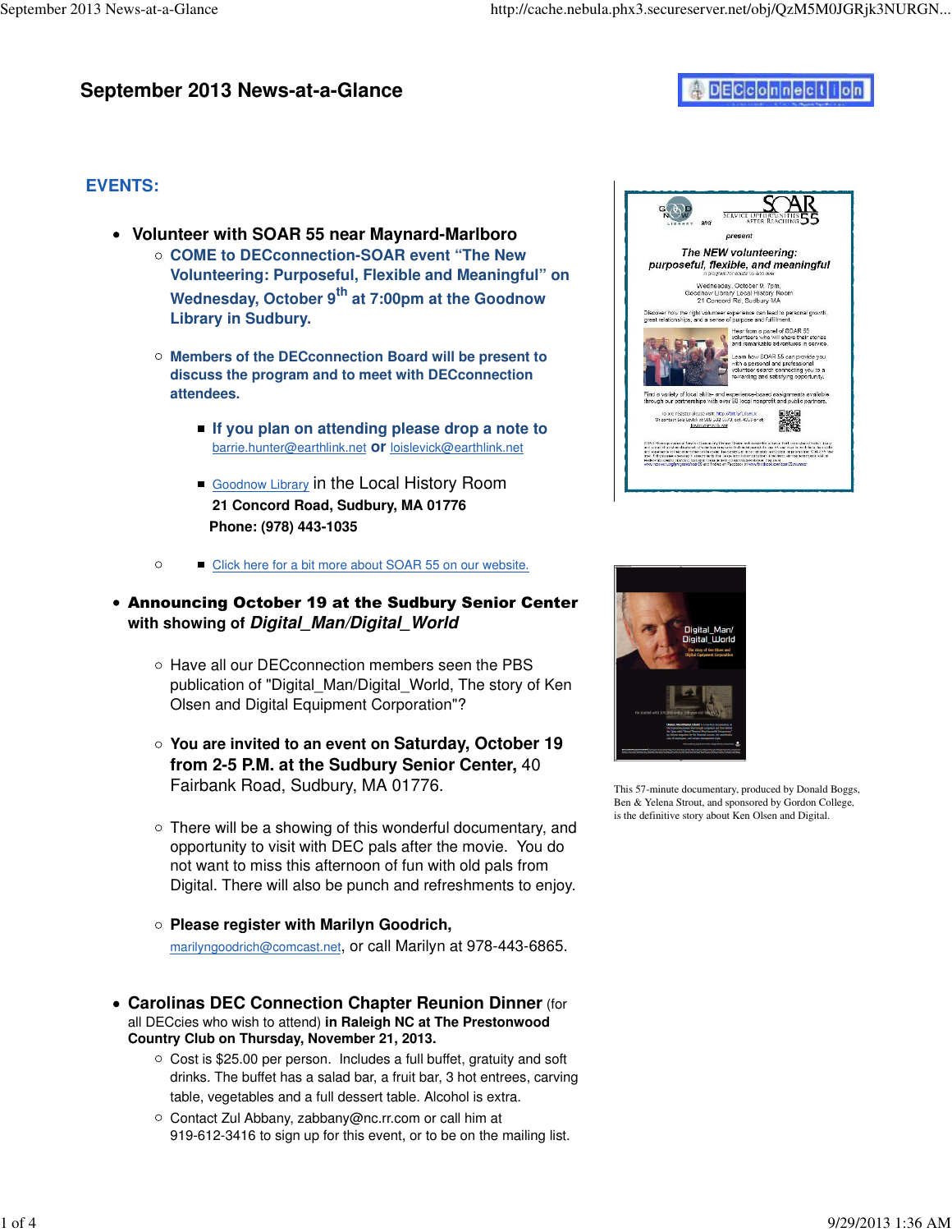# September 2013 News-at-a-Glance

DECconnection

## EVENTS:

- **Volunteer with SOAR 55 near Maynard-Marlboro**
  - **COME to DECconnection-SOAR event "The New Volunteering: Purposeful, Flexible and Meaningful" on Wednesday, October 9th at 7:00pm at the Goodnow Library in Sudbury.**
  - **Members of the DECconnection Board will be present to discuss the program and to meet with DECconnection attendees.**
    - **If you plan on attending please drop a note to** barrie.hunter@earthlink.net **or** loislevick@earthlink.net
    - Goodnow Library in the Local History Room
      **21 Concord Road, Sudbury, MA 01776**
      **Phone: (978) 443-1035**
  - Click here for a bit more about SOAR 55 on our website.

- **Announcing October 19 at the Sudbury Senior Center with showing of *Digital_Man/Digital_World***
  - Have all our DECconnection members seen the PBS publication of "Digital_Man/Digital_World, The story of Ken Olsen and Digital Equipment Corporation"?
  - **You are invited to an event on Saturday, October 19 from 2-5 P.M. at the Sudbury Senior Center,** 40 Fairbank Road, Sudbury, MA 01776.
  - There will be a showing of this wonderful documentary, and opportunity to visit with DEC pals after the movie. You do not want to miss this afternoon of fun with old pals from Digital. There will also be punch and refreshments to enjoy.
  - **Please register with Marilyn Goodrich,** marilyngoodrich@comcast.net, or call Marilyn at 978-443-6865.

This 57-minute documentary, produced by Donald Boggs, Ben & Yelena Strout, and sponsored by Gordon College, is the definitive story about Ken Olsen and Digital.

- **Carolinas DEC Connection Chapter Reunion Dinner** (for all DECcies who wish to attend) **in Raleigh NC at The Prestonwood Country Club on Thursday, November 21, 2013.**
  - Cost is $25.00 per person. Includes a full buffet, gratuity and soft drinks. The buffet has a salad bar, a fruit bar, 3 hot entrees, carving table, vegetables and a full dessert table. Alcohol is extra.
  - Contact Zul Abbany, zabbany@nc.rr.com or call him at 919-612-3416 to sign up for this event, or to be on the mailing list.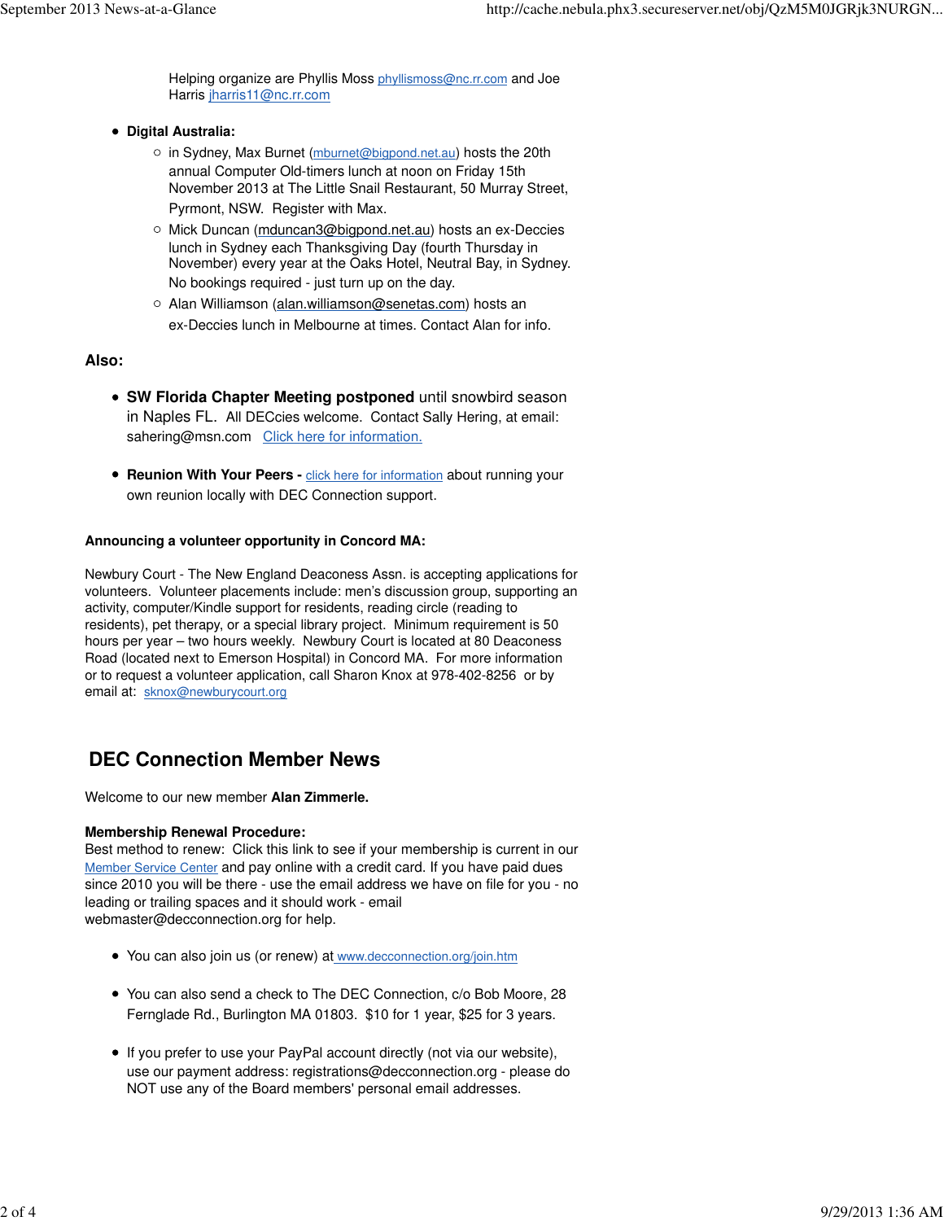Helping organize are Phyllis Moss phyllismoss@nc.rr.com and Joe Harris jharris11@nc.rr.com

- **Digital Australia:**
  - in Sydney, Max Burnet (mburnet@bigpond.net.au) hosts the 20th annual Computer Old-timers lunch at noon on Friday 15th November 2013 at The Little Snail Restaurant, 50 Murray Street, Pyrmont, NSW. Register with Max.
  - Mick Duncan (mduncan3@bigpond.net.au) hosts an ex-Deccies lunch in Sydney each Thanksgiving Day (fourth Thursday in November) every year at the Oaks Hotel, Neutral Bay, in Sydney. No bookings required - just turn up on the day.
  - Alan Williamson (alan.williamson@senetas.com) hosts an ex-Deccies lunch in Melbourne at times. Contact Alan for info.

**Also:**

- **SW Florida Chapter Meeting postponed** until snowbird season in Naples FL. All DECcies welcome. Contact Sally Hering, at email: sahering@msn.com Click here for information.

- **Reunion With Your Peers -** click here for information about running your own reunion locally with DEC Connection support.

**Announcing a volunteer opportunity in Concord MA:**

Newbury Court - The New England Deaconess Assn. is accepting applications for volunteers. Volunteer placements include: men's discussion group, supporting an activity, computer/Kindle support for residents, reading circle (reading to residents), pet therapy, or a special library project. Minimum requirement is 50 hours per year – two hours weekly. Newbury Court is located at 80 Deaconess Road (located next to Emerson Hospital) in Concord MA. For more information or to request a volunteer application, call Sharon Knox at 978-402-8256 or by email at: sknox@newburycourt.org

## DEC Connection Member News

Welcome to our new member **Alan Zimmerle.**

**Membership Renewal Procedure:**
Best method to renew: Click this link to see if your membership is current in our Member Service Center and pay online with a credit card. If you have paid dues since 2010 you will be there - use the email address we have on file for you - no leading or trailing spaces and it should work - email webmaster@decconnection.org for help.

- You can also join us (or renew) at www.decconnection.org/join.htm

- You can also send a check to The DEC Connection, c/o Bob Moore, 28 Fernglade Rd., Burlington MA 01803. $10 for 1 year, $25 for 3 years.

- If you prefer to use your PayPal account directly (not via our website), use our payment address: registrations@decconnection.org - please do NOT use any of the Board members' personal email addresses.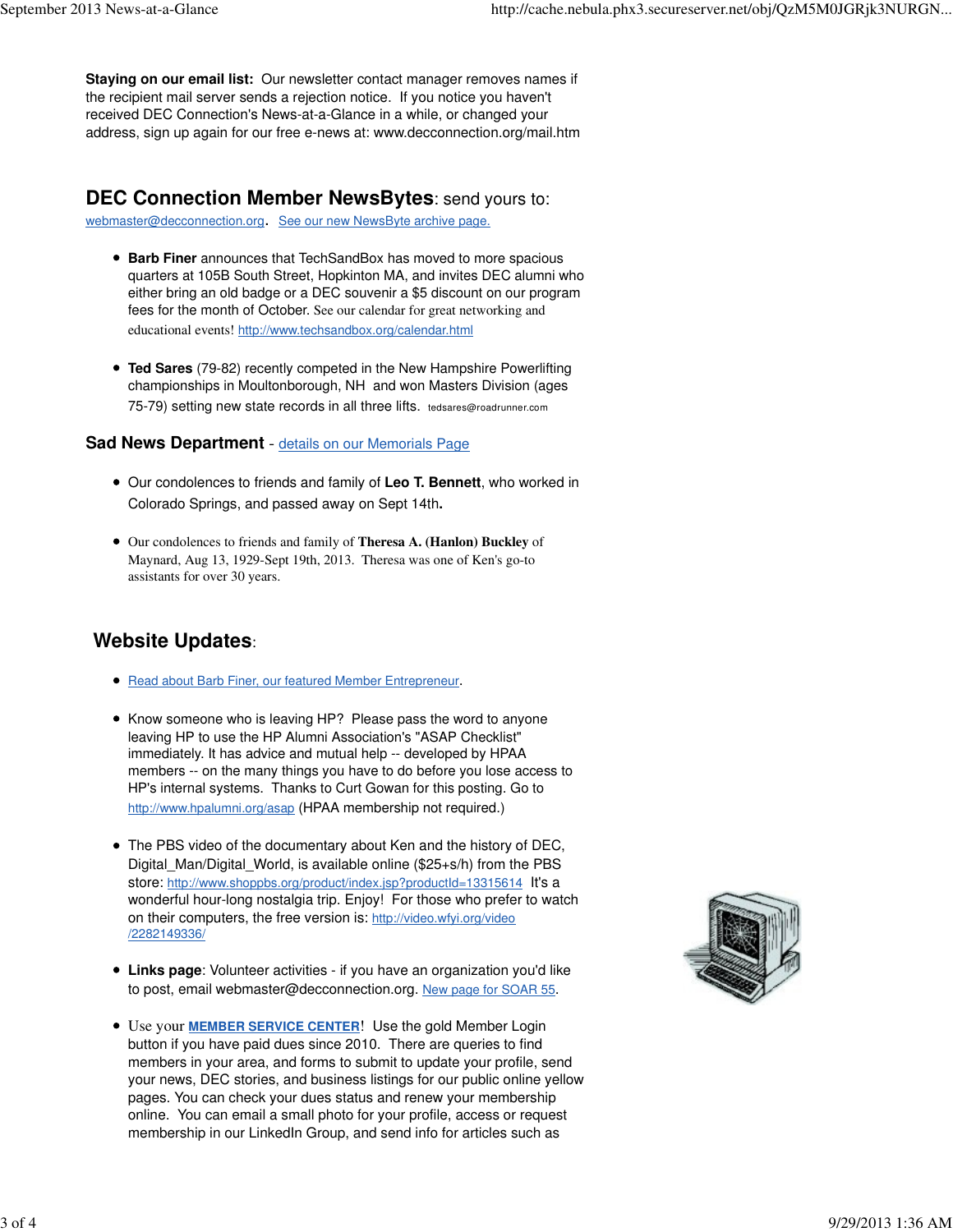**Staying on our email list:** Our newsletter contact manager removes names if the recipient mail server sends a rejection notice. If you notice you haven't received DEC Connection's News-at-a-Glance in a while, or changed your address, sign up again for our free e-news at: www.decconnection.org/mail.htm

## DEC Connection Member NewsBytes: send yours to:

webmaster@decconnection.org. See our new NewsByte archive page.

- **Barb Finer** announces that TechSandBox has moved to more spacious quarters at 105B South Street, Hopkinton MA, and invites DEC alumni who either bring an old badge or a DEC souvenir a $5 discount on our program fees for the month of October. See our calendar for great networking and educational events! http://www.techsandbox.org/calendar.html

- **Ted Sares** (79-82) recently competed in the New Hampshire Powerlifting championships in Moultonborough, NH and won Masters Division (ages 75-79) setting new state records in all three lifts. tedsares@roadrunner.com

### Sad News Department - details on our Memorials Page

- Our condolences to friends and family of **Leo T. Bennett**, who worked in Colorado Springs, and passed away on Sept 14th**.**

- Our condolences to friends and family of **Theresa A. (Hanlon) Buckley** of Maynard, Aug 13, 1929-Sept 19th, 2013. Theresa was one of Ken's go-to assistants for over 30 years.

## Website Updates:

- Read about Barb Finer, our featured Member Entrepreneur.

- Know someone who is leaving HP? Please pass the word to anyone leaving HP to use the HP Alumni Association's "ASAP Checklist" immediately. It has advice and mutual help -- developed by HPAA members -- on the many things you have to do before you lose access to HP's internal systems. Thanks to Curt Gowan for this posting. Go to http://www.hpalumni.org/asap (HPAA membership not required.)

- The PBS video of the documentary about Ken and the history of DEC, Digital_Man/Digital_World, is available online ($25+s/h) from the PBS store: http://www.shoppbs.org/product/index.jsp?productId=13315614 It's a wonderful hour-long nostalgia trip. Enjoy! For those who prefer to watch on their computers, the free version is: http://video.wfyi.org/video/2282149336/

- **Links page**: Volunteer activities - if you have an organization you'd like to post, email webmaster@decconnection.org. New page for SOAR 55.

- Use your **MEMBER SERVICE CENTER**! Use the gold Member Login button if you have paid dues since 2010. There are queries to find members in your area, and forms to submit to update your profile, send your news, DEC stories, and business listings for our public online yellow pages. You can check your dues status and renew your membership online. You can email a small photo for your profile, access or request membership in our LinkedIn Group, and send info for articles such as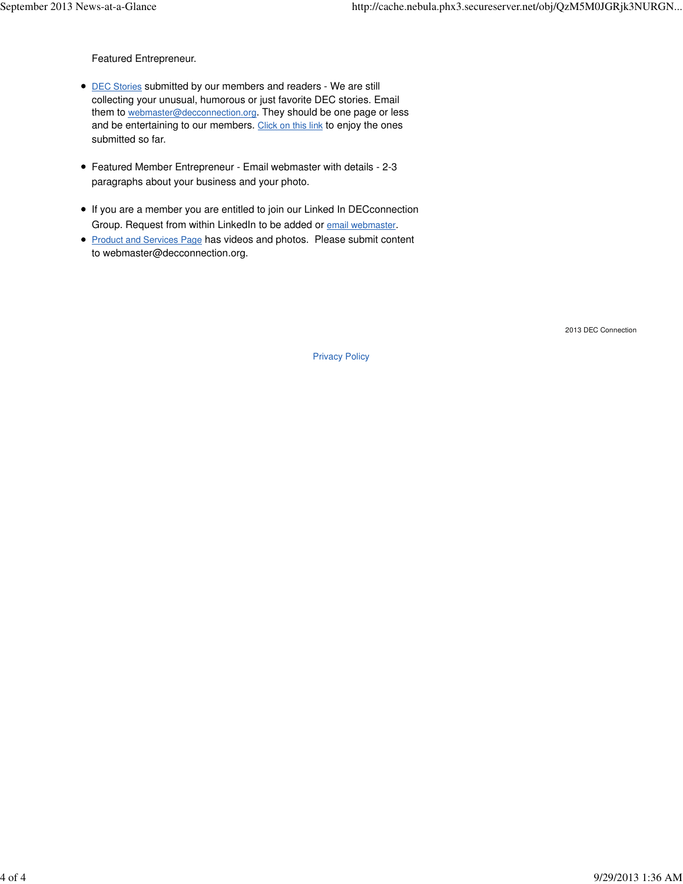Featured Entrepreneur.

- DEC Stories submitted by our members and readers - We are still collecting your unusual, humorous or just favorite DEC stories. Email them to webmaster@decconnection.org. They should be one page or less and be entertaining to our members. Click on this link to enjoy the ones submitted so far.

- Featured Member Entrepreneur - Email webmaster with details - 2-3 paragraphs about your business and your photo.

- If you are a member you are entitled to join our Linked In DECconnection Group. Request from within LinkedIn to be added or email webmaster.
- Product and Services Page has videos and photos. Please submit content to webmaster@decconnection.org.

2013 DEC Connection

Privacy Policy